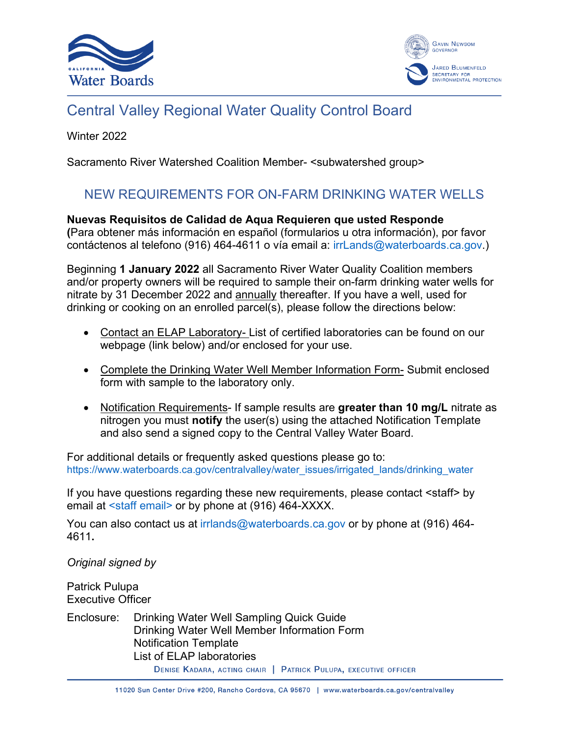California Water Boards

Gavin Newsom, Governor

Jared Blumenfeld, Secretary for Environmental Protection

# Central Valley Regional Water Quality Control Board

Winter 2022

Sacramento River Watershed Coalition Member- <subwatershed group>

## NEW REQUIREMENTS FOR ON-FARM DRINKING WATER WELLS

**Nuevas Requisitos de Calidad de Aqua Requieren que usted Responde**
**(**Para obtener más información en español (formularios u otra información), por favor contáctenos al telefono (916) 464-4611 o vía email a: irrLands@waterboards.ca.gov.)

Beginning **1 January 2022** all Sacramento River Water Quality Coalition members and/or property owners will be required to sample their on-farm drinking water wells for nitrate by 31 December 2022 and annually thereafter. If you have a well, used for drinking or cooking on an enrolled parcel(s), please follow the directions below:

- Contact an ELAP Laboratory- List of certified laboratories can be found on our webpage (link below) and/or enclosed for your use.
- Complete the Drinking Water Well Member Information Form- Submit enclosed form with sample to the laboratory only.
- Notification Requirements- If sample results are **greater than 10 mg/L** nitrate as nitrogen you must **notify** the user(s) using the attached Notification Template and also send a signed copy to the Central Valley Water Board.

For additional details or frequently asked questions please go to:
https://www.waterboards.ca.gov/centralvalley/water_issues/irrigated_lands/drinking_water

If you have questions regarding these new requirements, please contact <staff> by email at <staff email> or by phone at (916) 464-XXXX.

You can also contact us at irrlands@waterboards.ca.gov or by phone at (916) 464-4611**.**

*Original signed by*

Patrick Pulupa
Executive Officer

Enclosure: Drinking Water Well Sampling Quick Guide
Drinking Water Well Member Information Form
Notification Template
List of ELAP laboratories

Denise Kadara, acting chair | Patrick Pulupa, executive officer

11020 Sun Center Drive #200, Rancho Cordova, CA 95670 | www.waterboards.ca.gov/centralvalley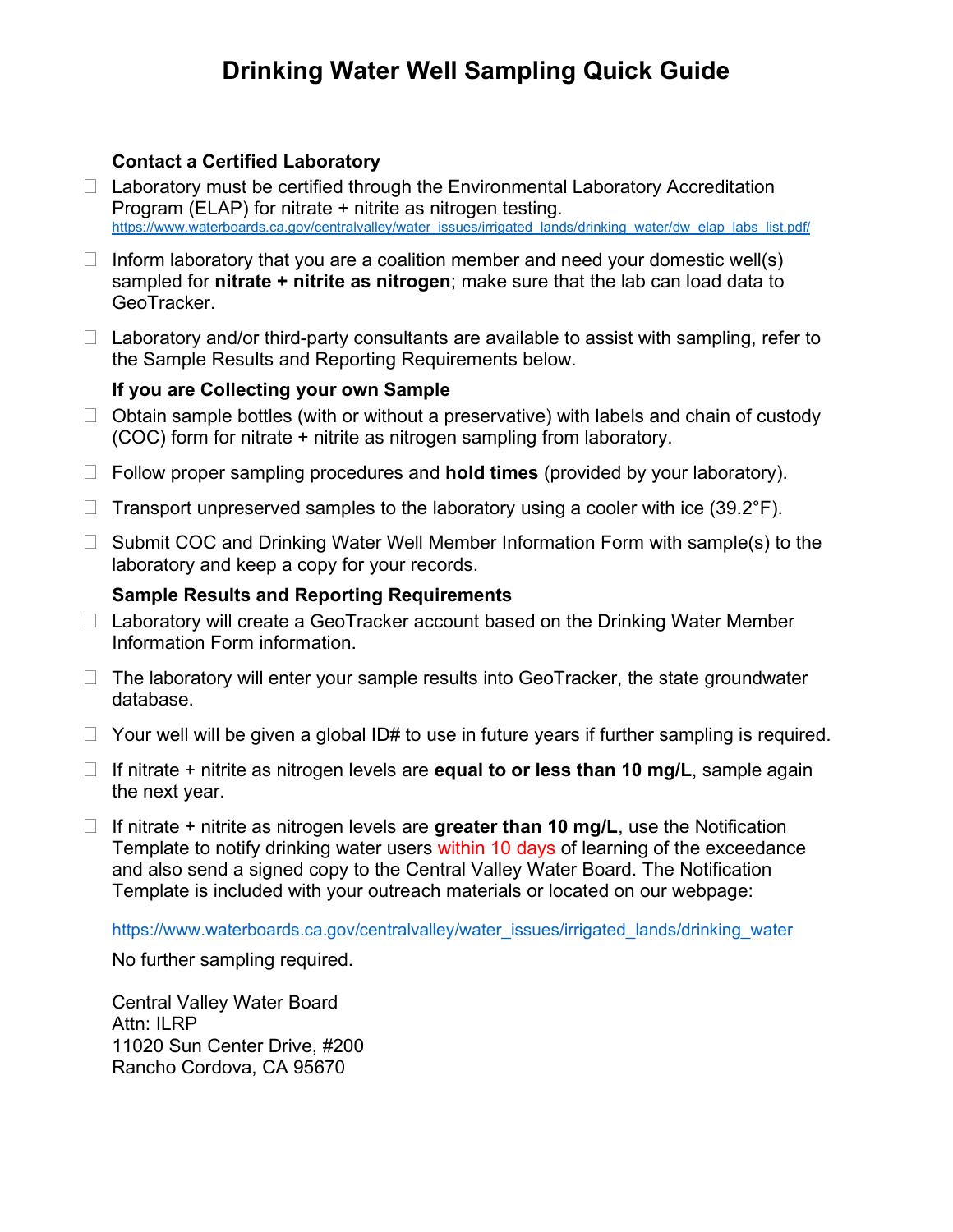# Drinking Water Well Sampling Quick Guide

### Contact a Certified Laboratory

- ☐ Laboratory must be certified through the Environmental Laboratory Accreditation Program (ELAP) for nitrate + nitrite as nitrogen testing. https://www.waterboards.ca.gov/centralvalley/water_issues/irrigated_lands/drinking_water/dw_elap_labs_list.pdf/
- ☐ Inform laboratory that you are a coalition member and need your domestic well(s) sampled for **nitrate + nitrite as nitrogen**; make sure that the lab can load data to GeoTracker.
- ☐ Laboratory and/or third-party consultants are available to assist with sampling, refer to the Sample Results and Reporting Requirements below.

### If you are Collecting your own Sample

- ☐ Obtain sample bottles (with or without a preservative) with labels and chain of custody (COC) form for nitrate + nitrite as nitrogen sampling from laboratory.
- ☐ Follow proper sampling procedures and **hold times** (provided by your laboratory).
- ☐ Transport unpreserved samples to the laboratory using a cooler with ice (39.2°F).
- ☐ Submit COC and Drinking Water Well Member Information Form with sample(s) to the laboratory and keep a copy for your records.

### Sample Results and Reporting Requirements

- ☐ Laboratory will create a GeoTracker account based on the Drinking Water Member Information Form information.
- ☐ The laboratory will enter your sample results into GeoTracker, the state groundwater database.
- ☐ Your well will be given a global ID# to use in future years if further sampling is required.
- ☐ If nitrate + nitrite as nitrogen levels are **equal to or less than 10 mg/L**, sample again the next year.
- ☐ If nitrate + nitrite as nitrogen levels are **greater than 10 mg/L**, use the Notification Template to notify drinking water users within 10 days of learning of the exceedance and also send a signed copy to the Central Valley Water Board. The Notification Template is included with your outreach materials or located on our webpage:

  https://www.waterboards.ca.gov/centralvalley/water_issues/irrigated_lands/drinking_water

  No further sampling required.

  Central Valley Water Board
  Attn: ILRP
  11020 Sun Center Drive, #200
  Rancho Cordova, CA 95670